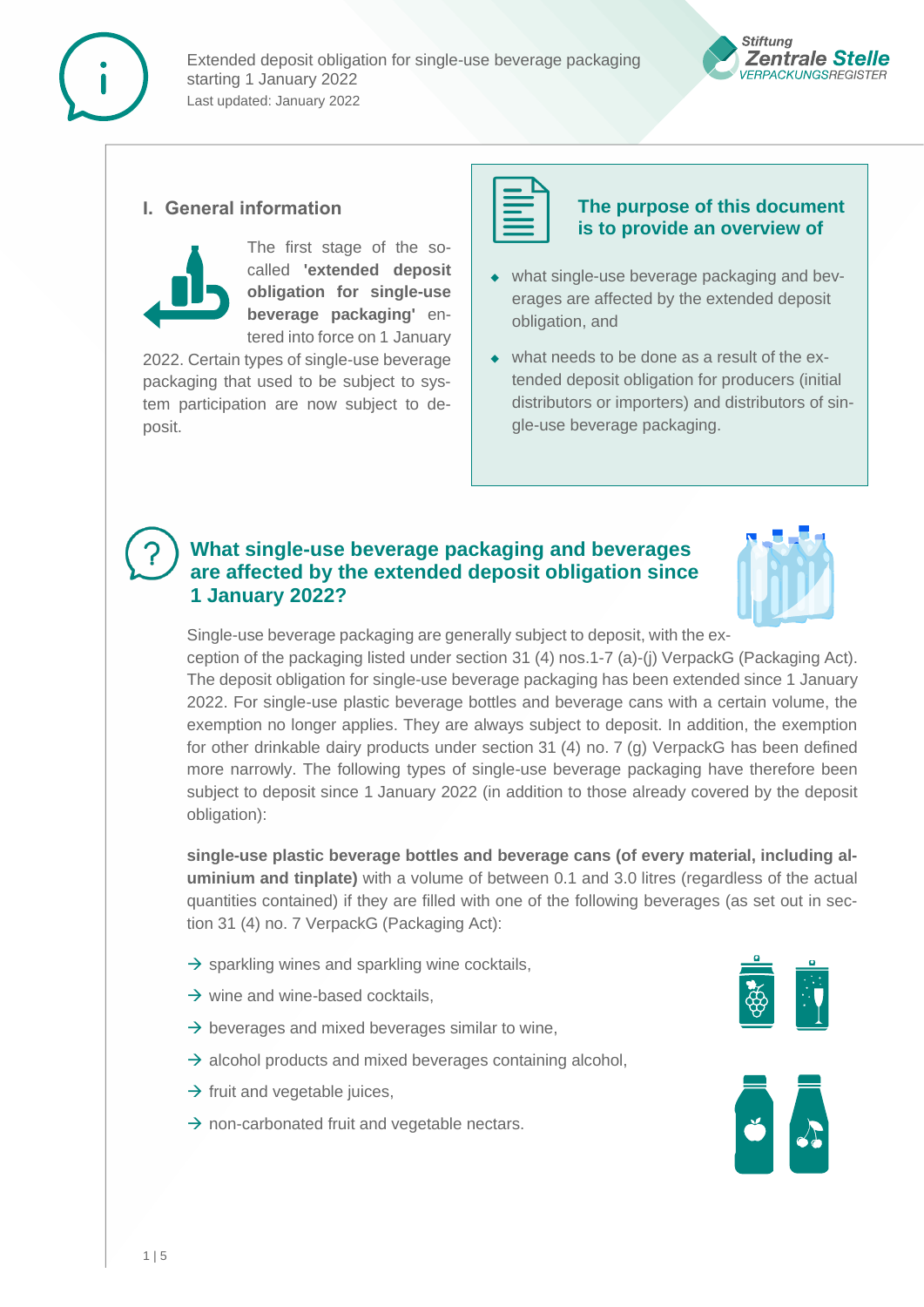Extended deposit obligation for single-use beverage packaging starting 1 January 2022
Last updated: January 2022

## I. General information

The first stage of the so-called **'extended deposit obligation for single-use beverage packaging'** entered into force on 1 January 2022. Certain types of single-use beverage packaging that used to be subject to system participation are now subject to deposit.

**The purpose of this document is to provide an overview of**

- what single-use beverage packaging and beverages are affected by the extended deposit obligation, and
- what needs to be done as a result of the extended deposit obligation for producers (initial distributors or importers) and distributors of single-use beverage packaging.

## What single-use beverage packaging and beverages are affected by the extended deposit obligation since 1 January 2022?

Single-use beverage packaging are generally subject to deposit, with the exception of the packaging listed under section 31 (4) nos.1-7 (a)-(j) VerpackG (Packaging Act). The deposit obligation for single-use beverage packaging has been extended since 1 January 2022. For single-use plastic beverage bottles and beverage cans with a certain volume, the exemption no longer applies. They are always subject to deposit. In addition, the exemption for other drinkable dairy products under section 31 (4) no. 7 (g) VerpackG has been defined more narrowly. The following types of single-use beverage packaging have therefore been subject to deposit since 1 January 2022 (in addition to those already covered by the deposit obligation):

**single-use plastic beverage bottles and beverage cans (of every material, including aluminium and tinplate)** with a volume of between 0.1 and 3.0 litres (regardless of the actual quantities contained) if they are filled with one of the following beverages (as set out in section 31 (4) no. 7 VerpackG (Packaging Act):

- → sparkling wines and sparkling wine cocktails,
- → wine and wine-based cocktails,
- → beverages and mixed beverages similar to wine,
- → alcohol products and mixed beverages containing alcohol,
- → fruit and vegetable juices,
- → non-carbonated fruit and vegetable nectars.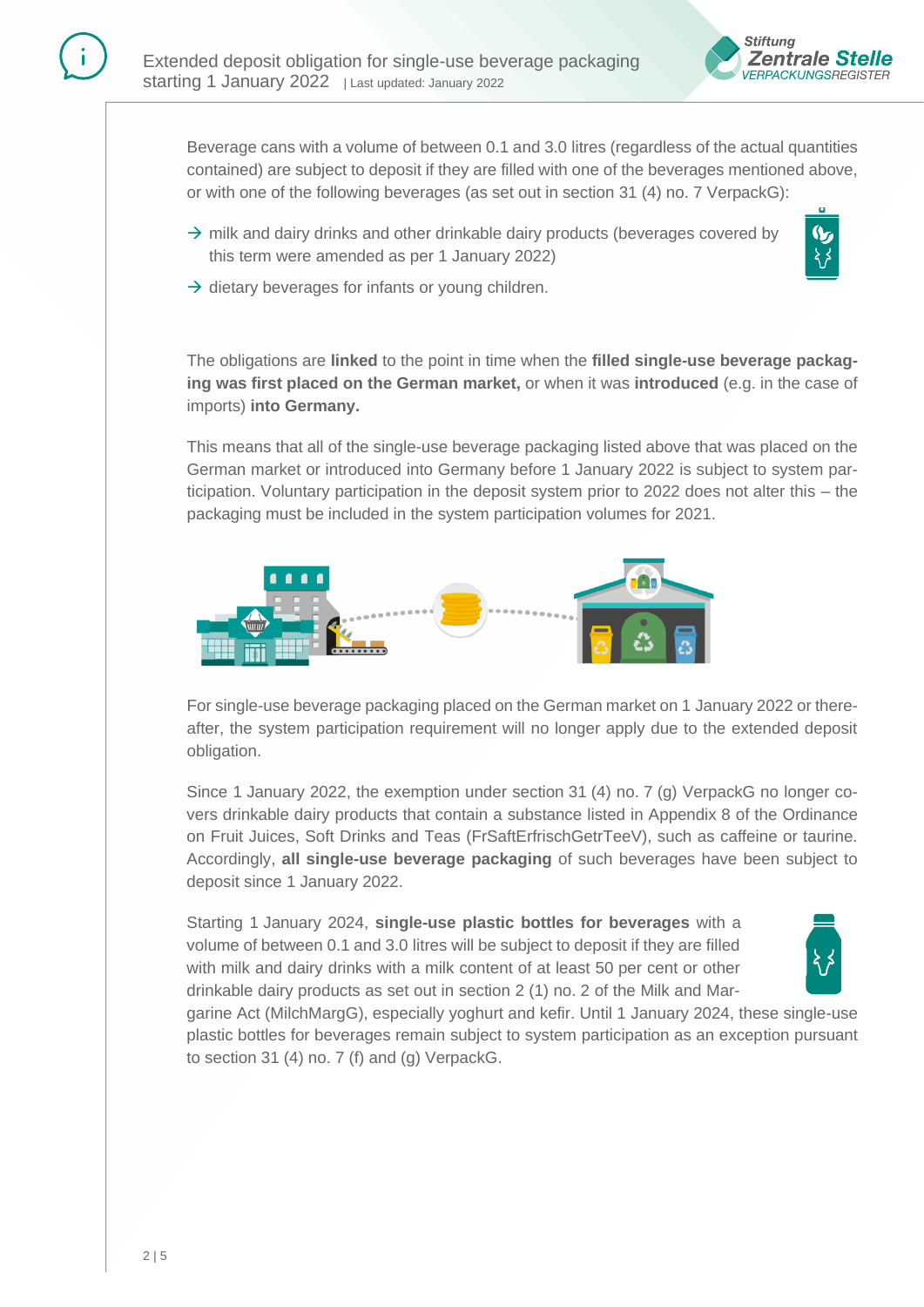Beverage cans with a volume of between 0.1 and 3.0 litres (regardless of the actual quantities contained) are subject to deposit if they are filled with one of the beverages mentioned above, or with one of the following beverages (as set out in section 31 (4) no. 7 VerpackG):

- → milk and dairy drinks and other drinkable dairy products (beverages covered by this term were amended as per 1 January 2022)
- → dietary beverages for infants or young children.

The obligations are **linked** to the point in time when the **filled single-use beverage packaging was first placed on the German market,** or when it was **introduced** (e.g. in the case of imports) **into Germany.**

This means that all of the single-use beverage packaging listed above that was placed on the German market or introduced into Germany before 1 January 2022 is subject to system participation. Voluntary participation in the deposit system prior to 2022 does not alter this – the packaging must be included in the system participation volumes for 2021.

For single-use beverage packaging placed on the German market on 1 January 2022 or thereafter, the system participation requirement will no longer apply due to the extended deposit obligation.

Since 1 January 2022, the exemption under section 31 (4) no. 7 (g) VerpackG no longer covers drinkable dairy products that contain a substance listed in Appendix 8 of the Ordinance on Fruit Juices, Soft Drinks and Teas (FrSaftErfrischGetrTeeV), such as caffeine or taurine. Accordingly, **all single-use beverage packaging** of such beverages have been subject to deposit since 1 January 2022.

Starting 1 January 2024, **single-use plastic bottles for beverages** with a volume of between 0.1 and 3.0 litres will be subject to deposit if they are filled with milk and dairy drinks with a milk content of at least 50 per cent or other drinkable dairy products as set out in section 2 (1) no. 2 of the Milk and Margarine Act (MilchMargG), especially yoghurt and kefir. Until 1 January 2024, these single-use plastic bottles for beverages remain subject to system participation as an exception pursuant to section 31 (4) no. 7 (f) and (g) VerpackG.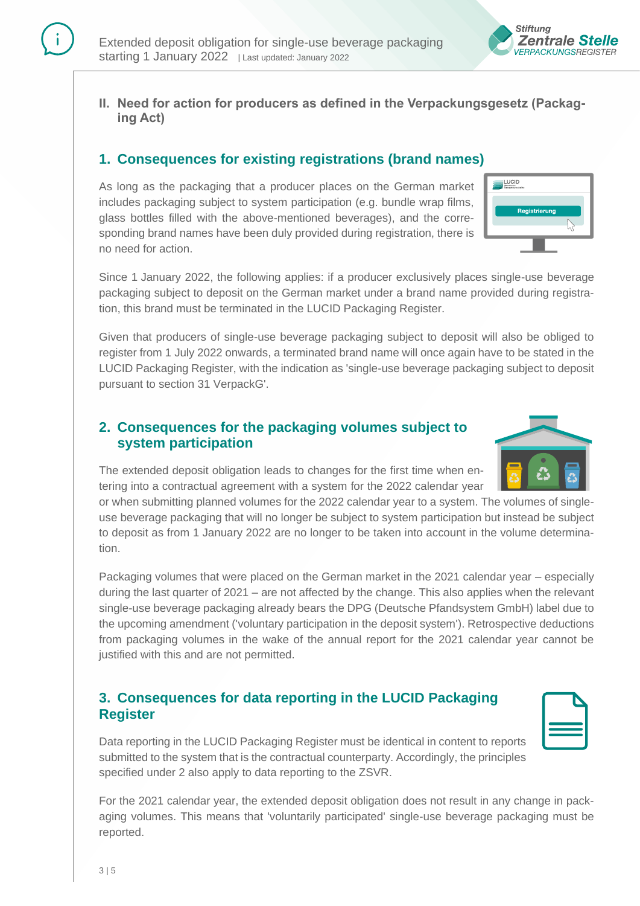## II. Need for action for producers as defined in the Verpackungsgesetz (Packaging Act)

### 1. Consequences for existing registrations (brand names)

As long as the packaging that a producer places on the German market includes packaging subject to system participation (e.g. bundle wrap films, glass bottles filled with the above-mentioned beverages), and the corresponding brand names have been duly provided during registration, there is no need for action.

Since 1 January 2022, the following applies: if a producer exclusively places single-use beverage packaging subject to deposit on the German market under a brand name provided during registration, this brand must be terminated in the LUCID Packaging Register.

Given that producers of single-use beverage packaging subject to deposit will also be obliged to register from 1 July 2022 onwards, a terminated brand name will once again have to be stated in the LUCID Packaging Register, with the indication as 'single-use beverage packaging subject to deposit pursuant to section 31 VerpackG'.

### 2. Consequences for the packaging volumes subject to system participation

The extended deposit obligation leads to changes for the first time when entering into a contractual agreement with a system for the 2022 calendar year or when submitting planned volumes for the 2022 calendar year to a system. The volumes of single-use beverage packaging that will no longer be subject to system participation but instead be subject to deposit as from 1 January 2022 are no longer to be taken into account in the volume determination.

Packaging volumes that were placed on the German market in the 2021 calendar year – especially during the last quarter of 2021 – are not affected by the change. This also applies when the relevant single-use beverage packaging already bears the DPG (Deutsche Pfandsystem GmbH) label due to the upcoming amendment ('voluntary participation in the deposit system'). Retrospective deductions from packaging volumes in the wake of the annual report for the 2021 calendar year cannot be justified with this and are not permitted.

### 3. Consequences for data reporting in the LUCID Packaging Register

Data reporting in the LUCID Packaging Register must be identical in content to reports submitted to the system that is the contractual counterparty. Accordingly, the principles specified under 2 also apply to data reporting to the ZSVR.

For the 2021 calendar year, the extended deposit obligation does not result in any change in packaging volumes. This means that 'voluntarily participated' single-use beverage packaging must be reported.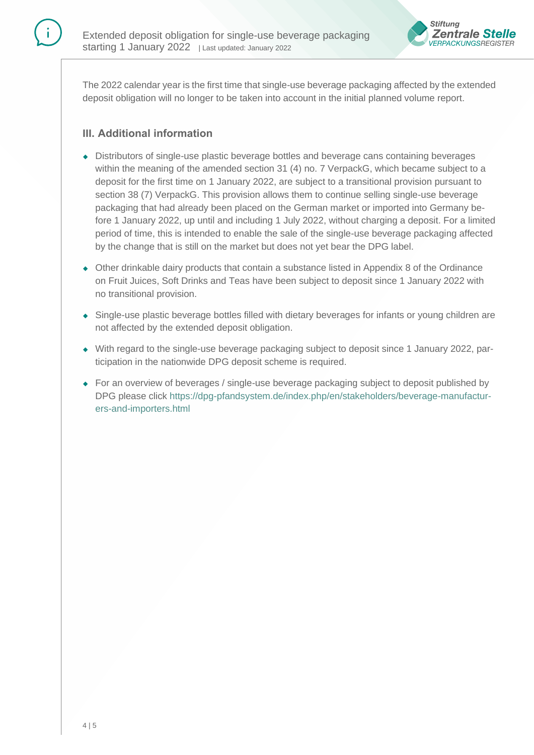The 2022 calendar year is the first time that single-use beverage packaging affected by the extended deposit obligation will no longer be taken into account in the initial planned volume report.

## III. Additional information

- Distributors of single-use plastic beverage bottles and beverage cans containing beverages within the meaning of the amended section 31 (4) no. 7 VerpackG, which became subject to a deposit for the first time on 1 January 2022, are subject to a transitional provision pursuant to section 38 (7) VerpackG. This provision allows them to continue selling single-use beverage packaging that had already been placed on the German market or imported into Germany before 1 January 2022, up until and including 1 July 2022, without charging a deposit. For a limited period of time, this is intended to enable the sale of the single-use beverage packaging affected by the change that is still on the market but does not yet bear the DPG label.
- Other drinkable dairy products that contain a substance listed in Appendix 8 of the Ordinance on Fruit Juices, Soft Drinks and Teas have been subject to deposit since 1 January 2022 with no transitional provision.
- Single-use plastic beverage bottles filled with dietary beverages for infants or young children are not affected by the extended deposit obligation.
- With regard to the single-use beverage packaging subject to deposit since 1 January 2022, participation in the nationwide DPG deposit scheme is required.
- For an overview of beverages / single-use beverage packaging subject to deposit published by DPG please click https://dpg-pfandsystem.de/index.php/en/stakeholders/beverage-manufacturers-and-importers.html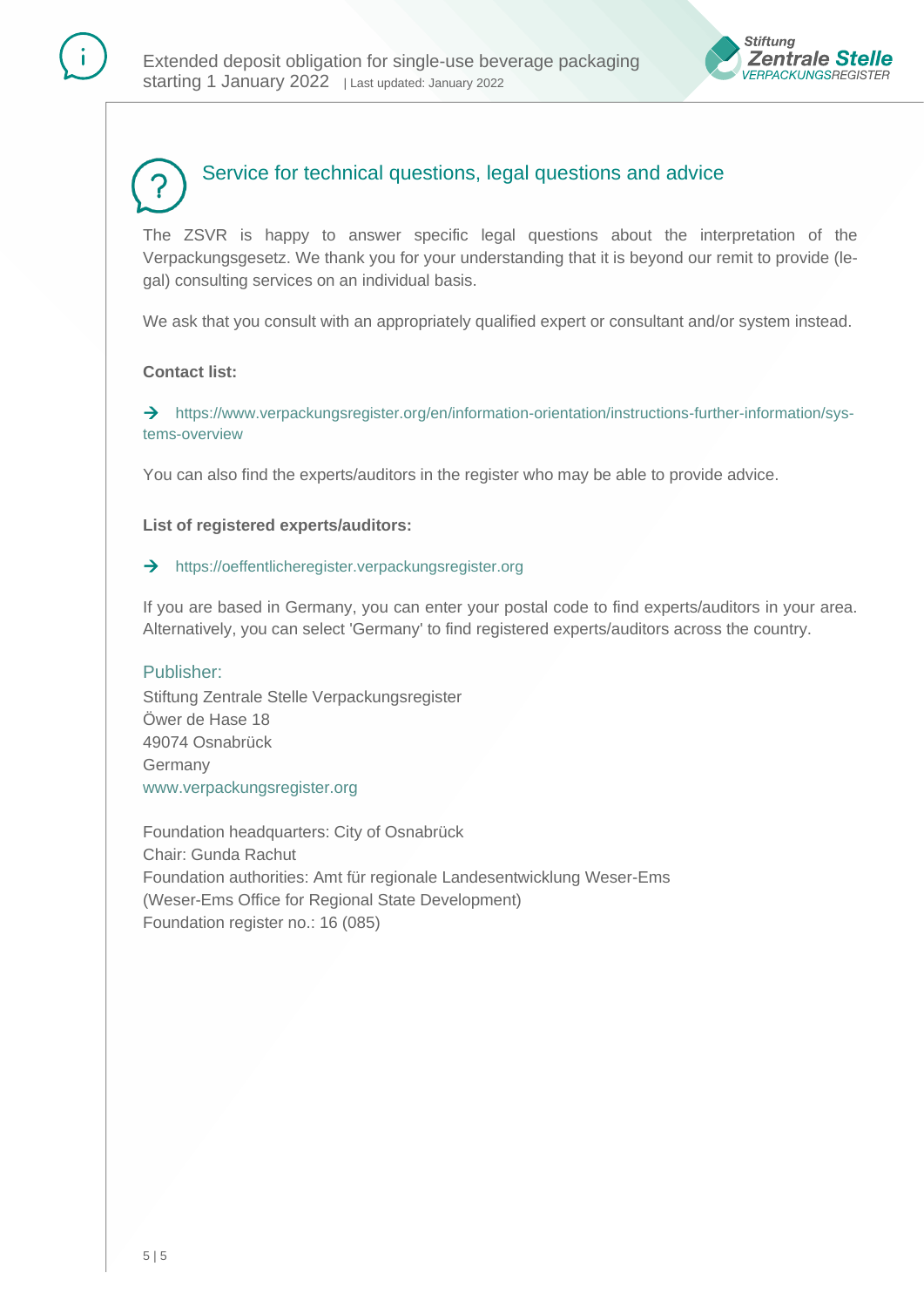## Service for technical questions, legal questions and advice

The ZSVR is happy to answer specific legal questions about the interpretation of the Verpackungsgesetz. We thank you for your understanding that it is beyond our remit to provide (legal) consulting services on an individual basis.

We ask that you consult with an appropriately qualified expert or consultant and/or system instead.

**Contact list:**

→ https://www.verpackungsregister.org/en/information-orientation/instructions-further-information/systems-overview

You can also find the experts/auditors in the register who may be able to provide advice.

**List of registered experts/auditors:**

→ https://oeffentlicheregister.verpackungsregister.org

If you are based in Germany, you can enter your postal code to find experts/auditors in your area. Alternatively, you can select 'Germany' to find registered experts/auditors across the country.

### Publisher:

Stiftung Zentrale Stelle Verpackungsregister
Öwer de Hase 18
49074 Osnabrück
Germany
www.verpackungsregister.org

Foundation headquarters: City of Osnabrück
Chair: Gunda Rachut
Foundation authorities: Amt für regionale Landesentwicklung Weser-Ems
(Weser-Ems Office for Regional State Development)
Foundation register no.: 16 (085)